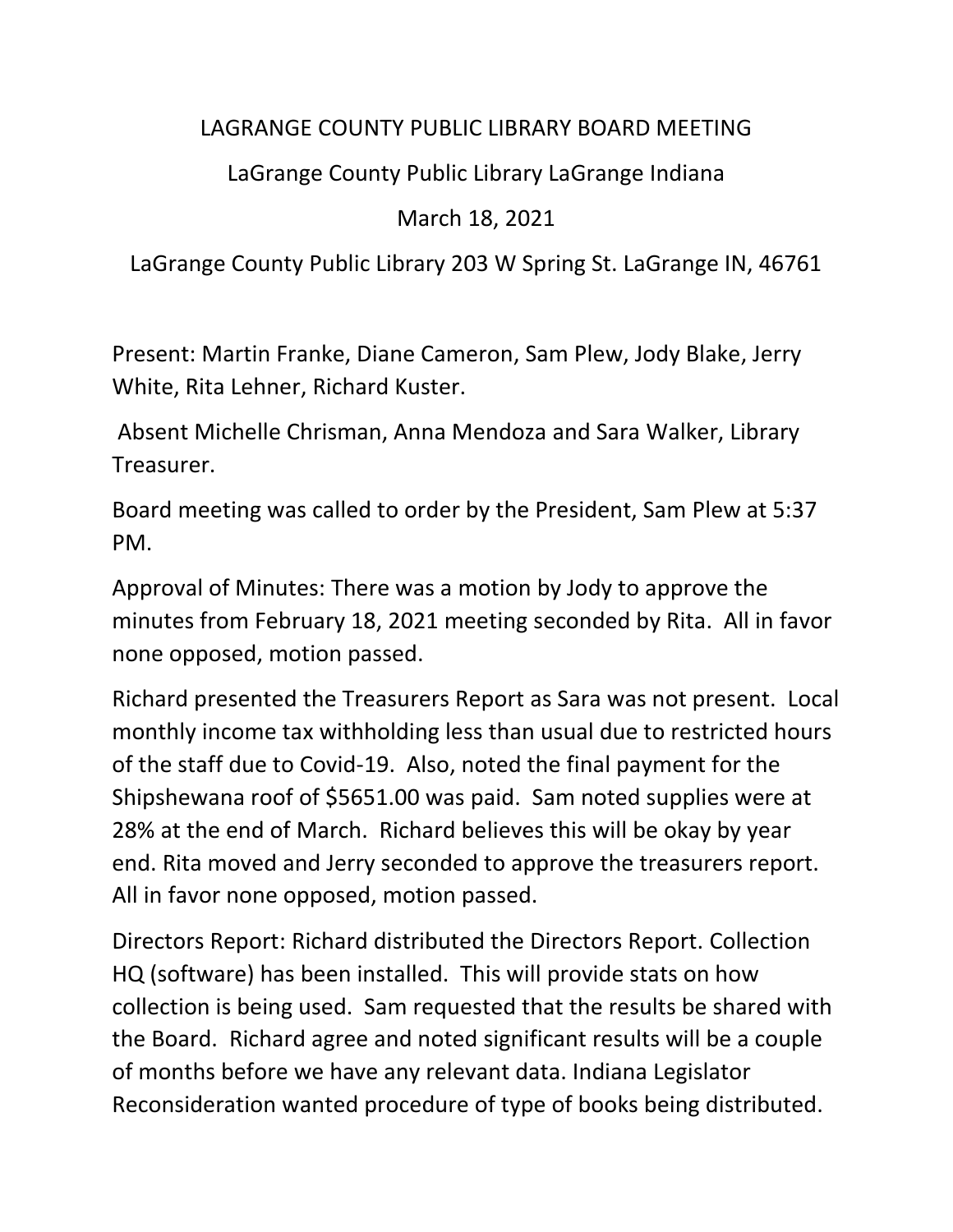LAGRANGE COUNTY PUBLIC LIBRARY BOARD MEETING

LaGrange County Public Library LaGrange Indiana

March 18, 2021

LaGrange County Public Library 203 W Spring St. LaGrange IN, 46761

Present: Martin Franke, Diane Cameron, Sam Plew, Jody Blake, Jerry White, Rita Lehner, Richard Kuster.

Absent Michelle Chrisman, Anna Mendoza and Sara Walker, Library Treasurer.

Board meeting was called to order by the President, Sam Plew at 5:37 PM.

Approval of Minutes: There was a motion by Jody to approve the minutes from February 18, 2021 meeting seconded by Rita. All in favor none opposed, motion passed.

Richard presented the Treasurers Report as Sara was not present. Local monthly income tax withholding less than usual due to restricted hours of the staff due to Covid-19. Also, noted the final payment for the Shipshewana roof of $5651.00 was paid. Sam noted supplies were at 28% at the end of March. Richard believes this will be okay by year end. Rita moved and Jerry seconded to approve the treasurers report. All in favor none opposed, motion passed.

Directors Report: Richard distributed the Directors Report. Collection HQ (software) has been installed. This will provide stats on how collection is being used. Sam requested that the results be shared with the Board. Richard agree and noted significant results will be a couple of months before we have any relevant data. Indiana Legislator Reconsideration wanted procedure of type of books being distributed.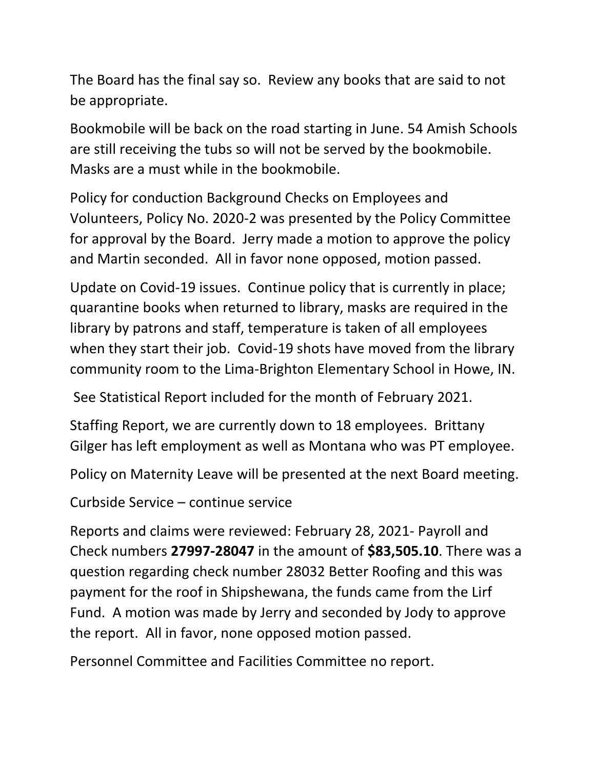The Board has the final say so. Review any books that are said to not be appropriate.

Bookmobile will be back on the road starting in June. 54 Amish Schools are still receiving the tubs so will not be served by the bookmobile. Masks are a must while in the bookmobile.

Policy for conduction Background Checks on Employees and Volunteers, Policy No. 2020-2 was presented by the Policy Committee for approval by the Board. Jerry made a motion to approve the policy and Martin seconded. All in favor none opposed, motion passed.

Update on Covid-19 issues. Continue policy that is currently in place; quarantine books when returned to library, masks are required in the library by patrons and staff, temperature is taken of all employees when they start their job. Covid-19 shots have moved from the library community room to the Lima-Brighton Elementary School in Howe, IN.

See Statistical Report included for the month of February 2021.

Staffing Report, we are currently down to 18 employees. Brittany Gilger has left employment as well as Montana who was PT employee.

Policy on Maternity Leave will be presented at the next Board meeting.

Curbside Service – continue service

Reports and claims were reviewed: February 28, 2021- Payroll and Check numbers **27997-28047** in the amount of **$83,505.10**. There was a question regarding check number 28032 Better Roofing and this was payment for the roof in Shipshewana, the funds came from the Lirf Fund. A motion was made by Jerry and seconded by Jody to approve the report. All in favor, none opposed motion passed.

Personnel Committee and Facilities Committee no report.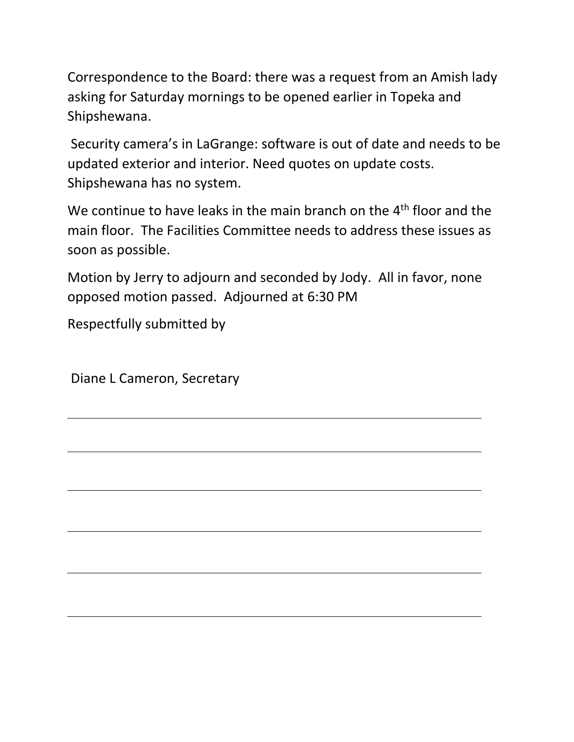Correspondence to the Board: there was a request from an Amish lady asking for Saturday mornings to be opened earlier in Topeka and Shipshewana.

Security camera's in LaGrange: software is out of date and needs to be updated exterior and interior. Need quotes on update costs. Shipshewana has no system.

We continue to have leaks in the main branch on the 4th floor and the main floor. The Facilities Committee needs to address these issues as soon as possible.

Motion by Jerry to adjourn and seconded by Jody. All in favor, none opposed motion passed. Adjourned at 6:30 PM

Respectfully submitted by

Diane L Cameron, Secretary

\_\_\_\_\_\_\_\_\_\_\_\_\_\_\_\_\_\_\_\_\_\_\_\_\_\_\_\_\_\_\_\_\_\_\_\_\_\_\_\_

\_\_\_\_\_\_\_\_\_\_\_\_\_\_\_\_\_\_\_\_\_\_\_\_\_\_\_\_\_\_\_\_\_\_\_\_\_\_\_\_

\_\_\_\_\_\_\_\_\_\_\_\_\_\_\_\_\_\_\_\_\_\_\_\_\_\_\_\_\_\_\_\_\_\_\_\_\_\_\_\_

\_\_\_\_\_\_\_\_\_\_\_\_\_\_\_\_\_\_\_\_\_\_\_\_\_\_\_\_\_\_\_\_\_\_\_\_\_\_\_\_

\_\_\_\_\_\_\_\_\_\_\_\_\_\_\_\_\_\_\_\_\_\_\_\_\_\_\_\_\_\_\_\_\_\_\_\_\_\_\_\_

\_\_\_\_\_\_\_\_\_\_\_\_\_\_\_\_\_\_\_\_\_\_\_\_\_\_\_\_\_\_\_\_\_\_\_\_\_\_\_\_